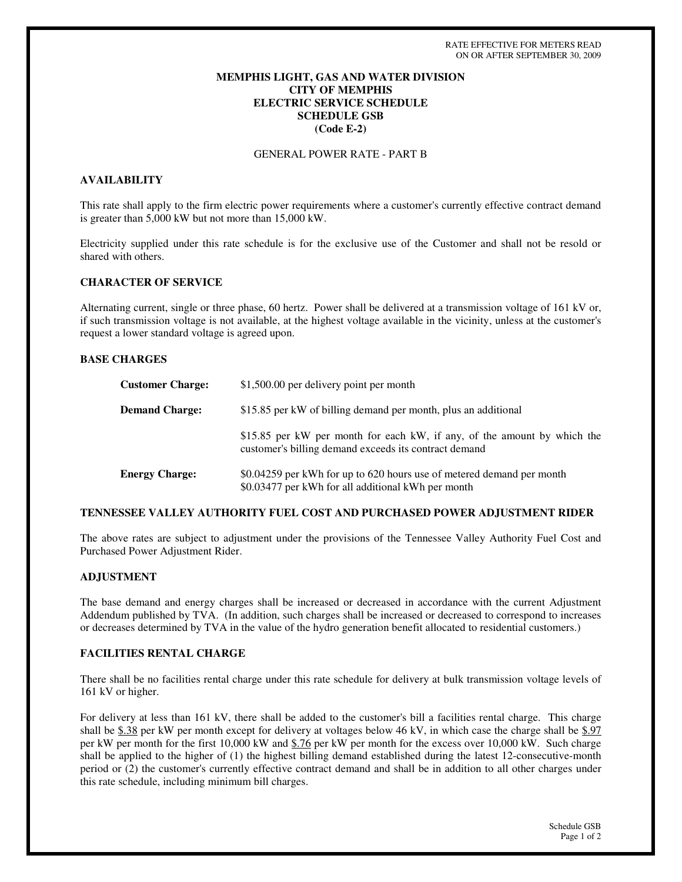RATE EFFECTIVE FOR METERS READ
ON OR AFTER SEPTEMBER 30, 2009

**MEMPHIS LIGHT, GAS AND WATER DIVISION**
**CITY OF MEMPHIS**
**ELECTRIC SERVICE SCHEDULE**
**SCHEDULE GSB**
**(Code E-2)**

GENERAL POWER RATE - PART B

## AVAILABILITY

This rate shall apply to the firm electric power requirements where a customer's currently effective contract demand is greater than 5,000 kW but not more than 15,000 kW.

Electricity supplied under this rate schedule is for the exclusive use of the Customer and shall not be resold or shared with others.

## CHARACTER OF SERVICE

Alternating current, single or three phase, 60 hertz. Power shall be delivered at a transmission voltage of 161 kV or, if such transmission voltage is not available, at the highest voltage available in the vicinity, unless at the customer's request a lower standard voltage is agreed upon.

## BASE CHARGES

**Customer Charge:** $1,500.00 per delivery point per month

**Demand Charge:** $15.85 per kW of billing demand per month, plus an additional

$15.85 per kW per month for each kW, if any, of the amount by which the customer's billing demand exceeds its contract demand

**Energy Charge:** $0.04259 per kWh for up to 620 hours use of metered demand per month
$0.03477 per kWh for all additional kWh per month

## TENNESSEE VALLEY AUTHORITY FUEL COST AND PURCHASED POWER ADJUSTMENT RIDER

The above rates are subject to adjustment under the provisions of the Tennessee Valley Authority Fuel Cost and Purchased Power Adjustment Rider.

## ADJUSTMENT

The base demand and energy charges shall be increased or decreased in accordance with the current Adjustment Addendum published by TVA. (In addition, such charges shall be increased or decreased to correspond to increases or decreases determined by TVA in the value of the hydro generation benefit allocated to residential customers.)

## FACILITIES RENTAL CHARGE

There shall be no facilities rental charge under this rate schedule for delivery at bulk transmission voltage levels of 161 kV or higher.

For delivery at less than 161 kV, there shall be added to the customer's bill a facilities rental charge. This charge shall be $.38 per kW per month except for delivery at voltages below 46 kV, in which case the charge shall be $.97 per kW per month for the first 10,000 kW and $.76 per kW per month for the excess over 10,000 kW. Such charge shall be applied to the higher of (1) the highest billing demand established during the latest 12-consecutive-month period or (2) the customer's currently effective contract demand and shall be in addition to all other charges under this rate schedule, including minimum bill charges.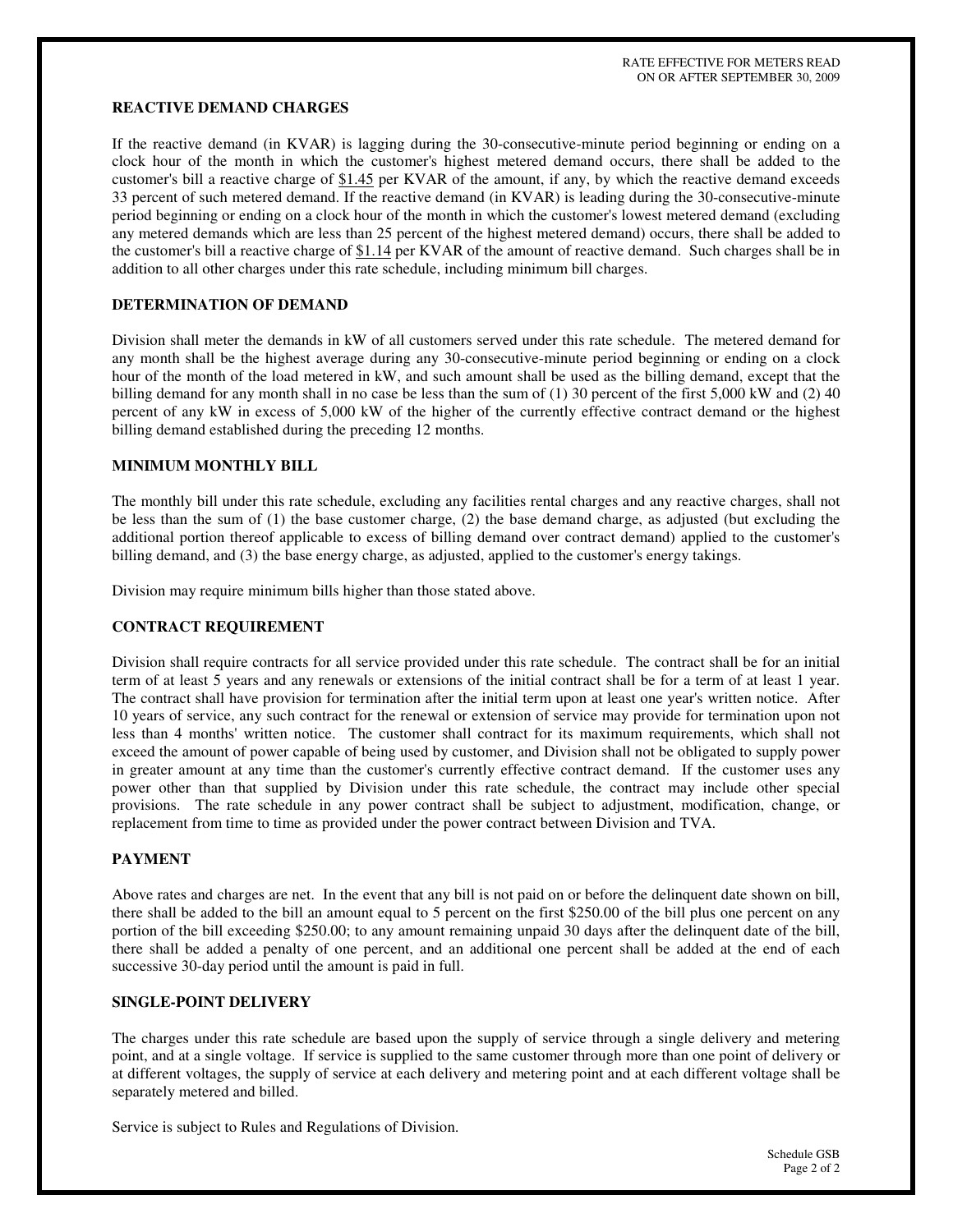RATE EFFECTIVE FOR METERS READ ON OR AFTER SEPTEMBER 30, 2009

## REACTIVE DEMAND CHARGES

If the reactive demand (in KVAR) is lagging during the 30-consecutive-minute period beginning or ending on a clock hour of the month in which the customer's highest metered demand occurs, there shall be added to the customer's bill a reactive charge of $1.45 per KVAR of the amount, if any, by which the reactive demand exceeds 33 percent of such metered demand. If the reactive demand (in KVAR) is leading during the 30-consecutive-minute period beginning or ending on a clock hour of the month in which the customer's lowest metered demand (excluding any metered demands which are less than 25 percent of the highest metered demand) occurs, there shall be added to the customer's bill a reactive charge of $1.14 per KVAR of the amount of reactive demand. Such charges shall be in addition to all other charges under this rate schedule, including minimum bill charges.

## DETERMINATION OF DEMAND

Division shall meter the demands in kW of all customers served under this rate schedule. The metered demand for any month shall be the highest average during any 30-consecutive-minute period beginning or ending on a clock hour of the month of the load metered in kW, and such amount shall be used as the billing demand, except that the billing demand for any month shall in no case be less than the sum of (1) 30 percent of the first 5,000 kW and (2) 40 percent of any kW in excess of 5,000 kW of the higher of the currently effective contract demand or the highest billing demand established during the preceding 12 months.

## MINIMUM MONTHLY BILL

The monthly bill under this rate schedule, excluding any facilities rental charges and any reactive charges, shall not be less than the sum of (1) the base customer charge, (2) the base demand charge, as adjusted (but excluding the additional portion thereof applicable to excess of billing demand over contract demand) applied to the customer's billing demand, and (3) the base energy charge, as adjusted, applied to the customer's energy takings.

Division may require minimum bills higher than those stated above.

## CONTRACT REQUIREMENT

Division shall require contracts for all service provided under this rate schedule. The contract shall be for an initial term of at least 5 years and any renewals or extensions of the initial contract shall be for a term of at least 1 year. The contract shall have provision for termination after the initial term upon at least one year's written notice. After 10 years of service, any such contract for the renewal or extension of service may provide for termination upon not less than 4 months' written notice. The customer shall contract for its maximum requirements, which shall not exceed the amount of power capable of being used by customer, and Division shall not be obligated to supply power in greater amount at any time than the customer's currently effective contract demand. If the customer uses any power other than that supplied by Division under this rate schedule, the contract may include other special provisions. The rate schedule in any power contract shall be subject to adjustment, modification, change, or replacement from time to time as provided under the power contract between Division and TVA.

## PAYMENT

Above rates and charges are net. In the event that any bill is not paid on or before the delinquent date shown on bill, there shall be added to the bill an amount equal to 5 percent on the first $250.00 of the bill plus one percent on any portion of the bill exceeding $250.00; to any amount remaining unpaid 30 days after the delinquent date of the bill, there shall be added a penalty of one percent, and an additional one percent shall be added at the end of each successive 30-day period until the amount is paid in full.

## SINGLE-POINT DELIVERY

The charges under this rate schedule are based upon the supply of service through a single delivery and metering point, and at a single voltage. If service is supplied to the same customer through more than one point of delivery or at different voltages, the supply of service at each delivery and metering point and at each different voltage shall be separately metered and billed.

Service is subject to Rules and Regulations of Division.

Schedule GSB